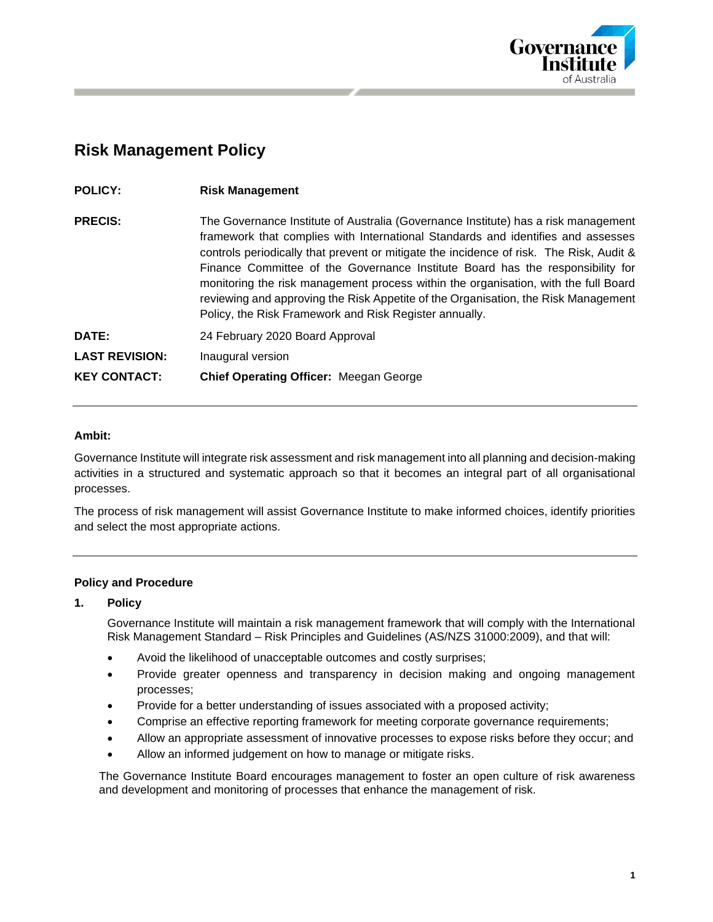# Risk Management Policy

| | |
|---|---|
| **POLICY:** | **Risk Management** |
| **PRECIS:** | The Governance Institute of Australia (Governance Institute) has a risk management framework that complies with International Standards and identifies and assesses controls periodically that prevent or mitigate the incidence of risk. The Risk, Audit & Finance Committee of the Governance Institute Board has the responsibility for monitoring the risk management process within the organisation, with the full Board reviewing and approving the Risk Appetite of the Organisation, the Risk Management Policy, the Risk Framework and Risk Register annually. |
| **DATE:** | 24 February 2020 Board Approval |
| **LAST REVISION:** | Inaugural version |
| **KEY CONTACT:** | **Chief Operating Officer:** Meegan George |

---

**Ambit:**

Governance Institute will integrate risk assessment and risk management into all planning and decision-making activities in a structured and systematic approach so that it becomes an integral part of all organisational processes.

The process of risk management will assist Governance Institute to make informed choices, identify priorities and select the most appropriate actions.

---

**Policy and Procedure**

**1. Policy**

Governance Institute will maintain a risk management framework that will comply with the International Risk Management Standard – Risk Principles and Guidelines (AS/NZS 31000:2009), and that will:

- Avoid the likelihood of unacceptable outcomes and costly surprises;
- Provide greater openness and transparency in decision making and ongoing management processes;
- Provide for a better understanding of issues associated with a proposed activity;
- Comprise an effective reporting framework for meeting corporate governance requirements;
- Allow an appropriate assessment of innovative processes to expose risks before they occur; and
- Allow an informed judgement on how to manage or mitigate risks.

The Governance Institute Board encourages management to foster an open culture of risk awareness and development and monitoring of processes that enhance the management of risk.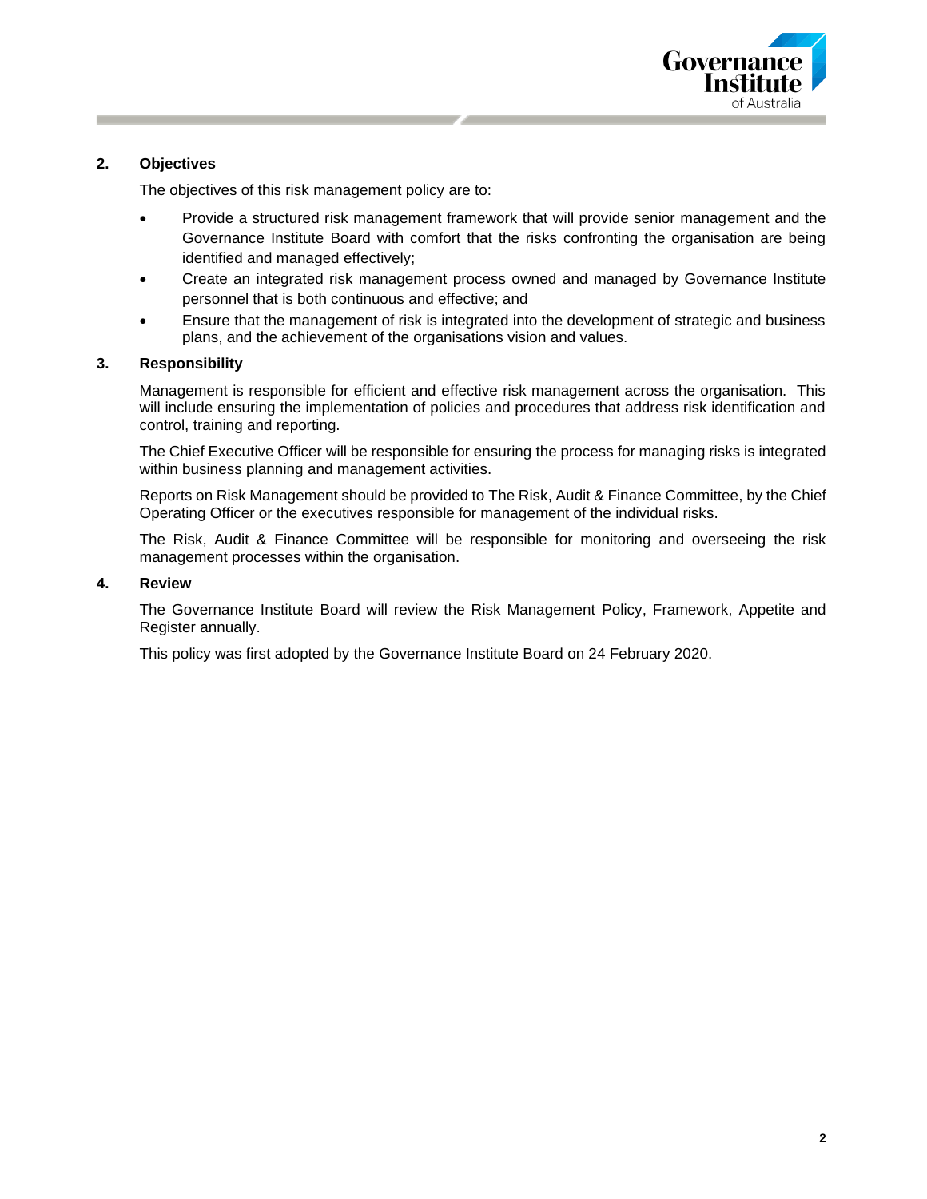## 2. Objectives

The objectives of this risk management policy are to:

- Provide a structured risk management framework that will provide senior management and the Governance Institute Board with comfort that the risks confronting the organisation are being identified and managed effectively;
- Create an integrated risk management process owned and managed by Governance Institute personnel that is both continuous and effective; and
- Ensure that the management of risk is integrated into the development of strategic and business plans, and the achievement of the organisations vision and values.

## 3. Responsibility

Management is responsible for efficient and effective risk management across the organisation. This will include ensuring the implementation of policies and procedures that address risk identification and control, training and reporting.

The Chief Executive Officer will be responsible for ensuring the process for managing risks is integrated within business planning and management activities.

Reports on Risk Management should be provided to The Risk, Audit & Finance Committee, by the Chief Operating Officer or the executives responsible for management of the individual risks.

The Risk, Audit & Finance Committee will be responsible for monitoring and overseeing the risk management processes within the organisation.

## 4. Review

The Governance Institute Board will review the Risk Management Policy, Framework, Appetite and Register annually.

This policy was first adopted by the Governance Institute Board on 24 February 2020.